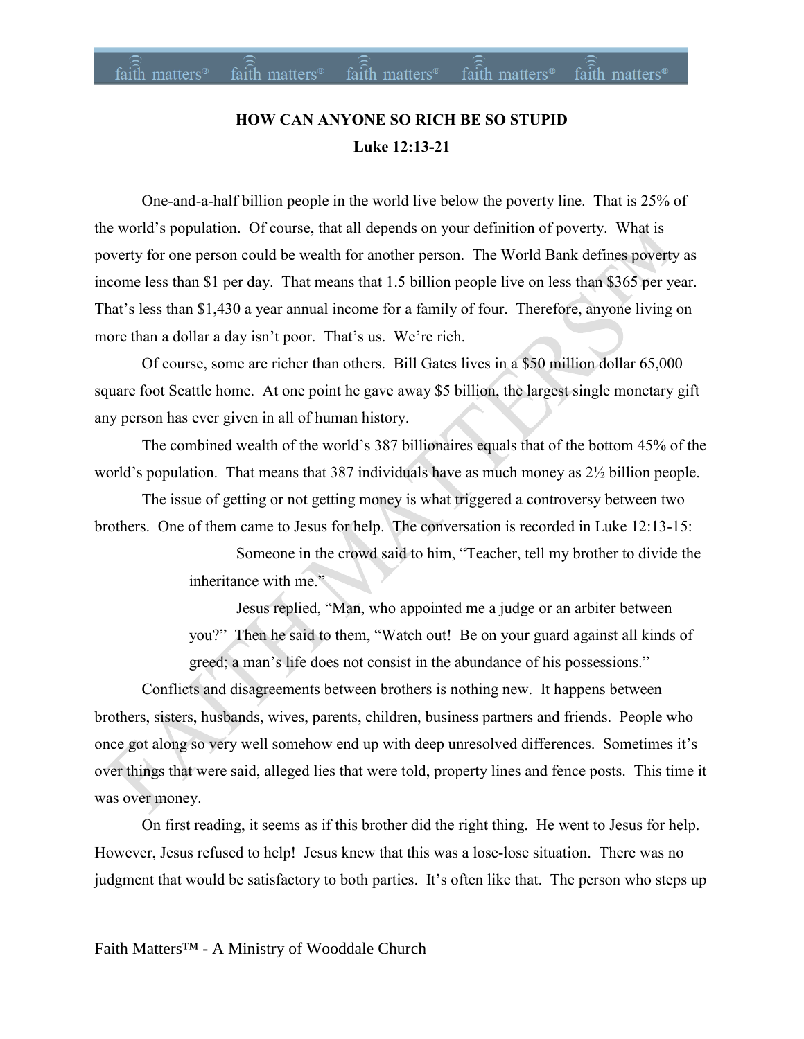# HOW CAN ANYONE SO RICH BE SO STUPID

## Luke 12:13-21

One-and-a-half billion people in the world live below the poverty line. That is 25% of the world's population. Of course, that all depends on your definition of poverty. What is poverty for one person could be wealth for another person. The World Bank defines poverty as income less than $1 per day. That means that 1.5 billion people live on less than $365 per year. That's less than $1,430 a year annual income for a family of four. Therefore, anyone living on more than a dollar a day isn't poor. That's us. We're rich.

Of course, some are richer than others. Bill Gates lives in a $50 million dollar 65,000 square foot Seattle home. At one point he gave away $5 billion, the largest single monetary gift any person has ever given in all of human history.

The combined wealth of the world's 387 billionaires equals that of the bottom 45% of the world's population. That means that 387 individuals have as much money as 2½ billion people.

The issue of getting or not getting money is what triggered a controversy between two brothers. One of them came to Jesus for help. The conversation is recorded in Luke 12:13-15:

> Someone in the crowd said to him, "Teacher, tell my brother to divide the inheritance with me."
>
> Jesus replied, "Man, who appointed me a judge or an arbiter between you?" Then he said to them, "Watch out! Be on your guard against all kinds of greed; a man's life does not consist in the abundance of his possessions."

Conflicts and disagreements between brothers is nothing new. It happens between brothers, sisters, husbands, wives, parents, children, business partners and friends. People who once got along so very well somehow end up with deep unresolved differences. Sometimes it's over things that were said, alleged lies that were told, property lines and fence posts. This time it was over money.

On first reading, it seems as if this brother did the right thing. He went to Jesus for help. However, Jesus refused to help! Jesus knew that this was a lose-lose situation. There was no judgment that would be satisfactory to both parties. It's often like that. The person who steps up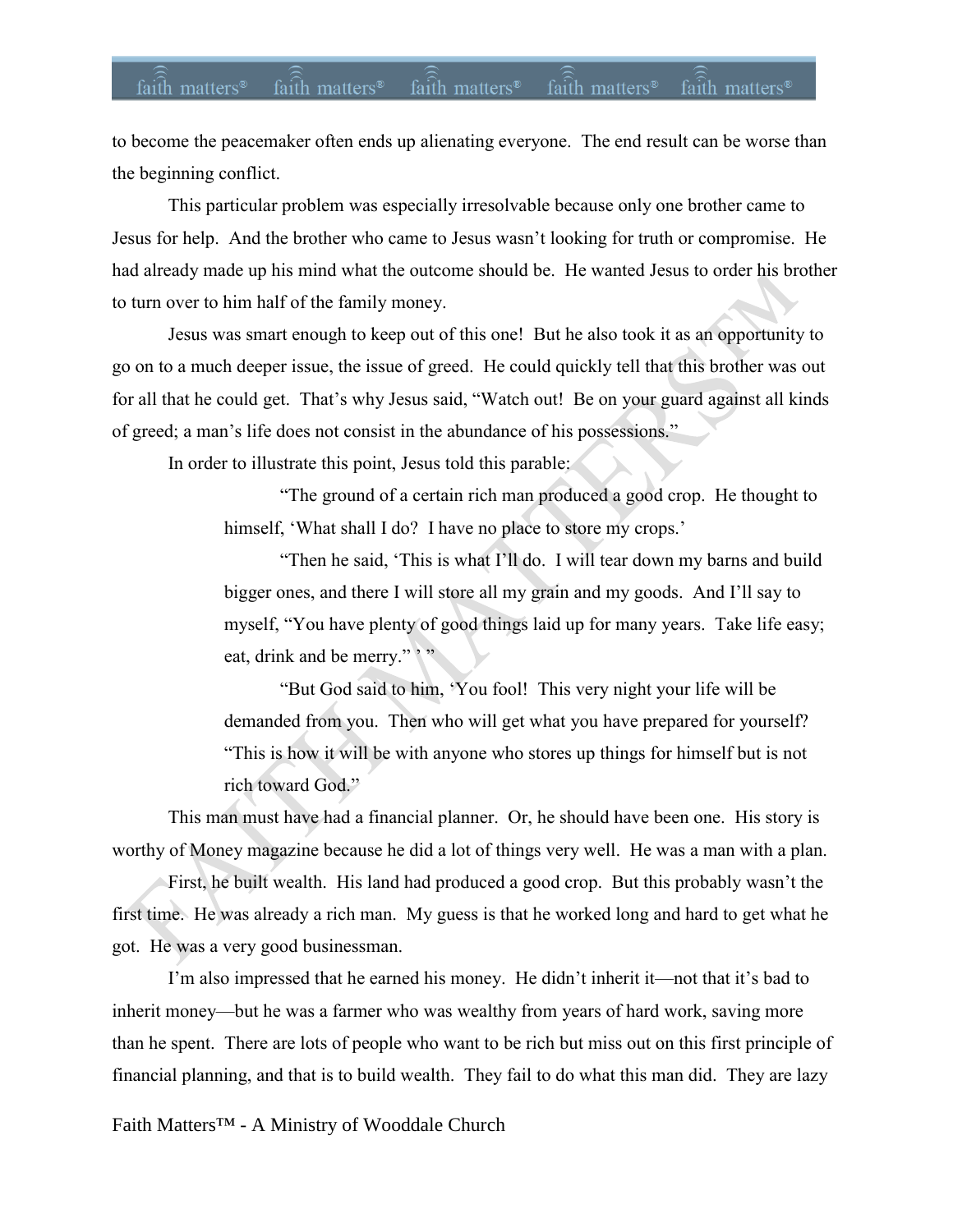to become the peacemaker often ends up alienating everyone. The end result can be worse than the beginning conflict.

This particular problem was especially irresolvable because only one brother came to Jesus for help. And the brother who came to Jesus wasn't looking for truth or compromise. He had already made up his mind what the outcome should be. He wanted Jesus to order his brother to turn over to him half of the family money.

Jesus was smart enough to keep out of this one! But he also took it as an opportunity to go on to a much deeper issue, the issue of greed. He could quickly tell that this brother was out for all that he could get. That's why Jesus said, "Watch out! Be on your guard against all kinds of greed; a man's life does not consist in the abundance of his possessions."

In order to illustrate this point, Jesus told this parable:

> "The ground of a certain rich man produced a good crop. He thought to himself, 'What shall I do? I have no place to store my crops.'
>
> "Then he said, 'This is what I'll do. I will tear down my barns and build bigger ones, and there I will store all my grain and my goods. And I'll say to myself, "You have plenty of good things laid up for many years. Take life easy; eat, drink and be merry." ' "
>
> "But God said to him, 'You fool! This very night your life will be demanded from you. Then who will get what you have prepared for yourself? "This is how it will be with anyone who stores up things for himself but is not rich toward God."

This man must have had a financial planner. Or, he should have been one. His story is worthy of Money magazine because he did a lot of things very well. He was a man with a plan.

First, he built wealth. His land had produced a good crop. But this probably wasn't the first time. He was already a rich man. My guess is that he worked long and hard to get what he got. He was a very good businessman.

I'm also impressed that he earned his money. He didn't inherit it—not that it's bad to inherit money—but he was a farmer who was wealthy from years of hard work, saving more than he spent. There are lots of people who want to be rich but miss out on this first principle of financial planning, and that is to build wealth. They fail to do what this man did. They are lazy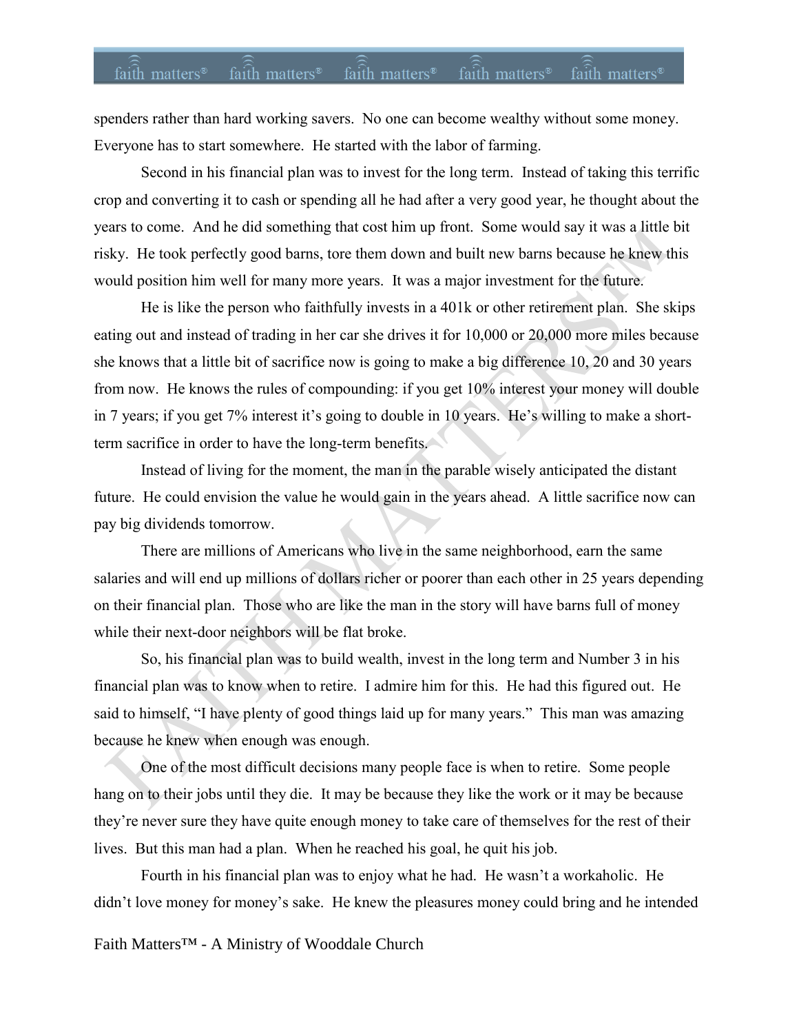spenders rather than hard working savers. No one can become wealthy without some money. Everyone has to start somewhere. He started with the labor of farming.

Second in his financial plan was to invest for the long term. Instead of taking this terrific crop and converting it to cash or spending all he had after a very good year, he thought about the years to come. And he did something that cost him up front. Some would say it was a little bit risky. He took perfectly good barns, tore them down and built new barns because he knew this would position him well for many more years. It was a major investment for the future.

He is like the person who faithfully invests in a 401k or other retirement plan. She skips eating out and instead of trading in her car she drives it for 10,000 or 20,000 more miles because she knows that a little bit of sacrifice now is going to make a big difference 10, 20 and 30 years from now. He knows the rules of compounding: if you get 10% interest your money will double in 7 years; if you get 7% interest it's going to double in 10 years. He's willing to make a short-term sacrifice in order to have the long-term benefits.

Instead of living for the moment, the man in the parable wisely anticipated the distant future. He could envision the value he would gain in the years ahead. A little sacrifice now can pay big dividends tomorrow.

There are millions of Americans who live in the same neighborhood, earn the same salaries and will end up millions of dollars richer or poorer than each other in 25 years depending on their financial plan. Those who are like the man in the story will have barns full of money while their next-door neighbors will be flat broke.

So, his financial plan was to build wealth, invest in the long term and Number 3 in his financial plan was to know when to retire. I admire him for this. He had this figured out. He said to himself, "I have plenty of good things laid up for many years." This man was amazing because he knew when enough was enough.

One of the most difficult decisions many people face is when to retire. Some people hang on to their jobs until they die. It may be because they like the work or it may be because they're never sure they have quite enough money to take care of themselves for the rest of their lives. But this man had a plan. When he reached his goal, he quit his job.

Fourth in his financial plan was to enjoy what he had. He wasn't a workaholic. He didn't love money for money's sake. He knew the pleasures money could bring and he intended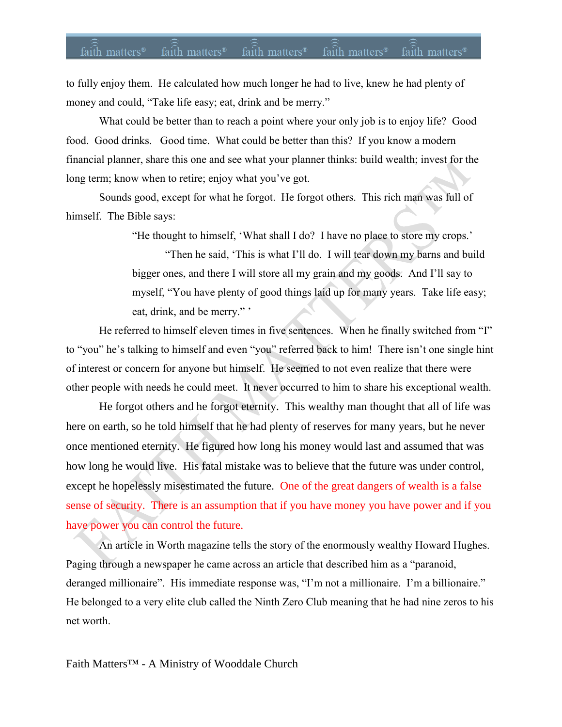to fully enjoy them. He calculated how much longer he had to live, knew he had plenty of money and could, "Take life easy; eat, drink and be merry."

What could be better than to reach a point where your only job is to enjoy life? Good food. Good drinks. Good time. What could be better than this? If you know a modern financial planner, share this one and see what your planner thinks: build wealth; invest for the long term; know when to retire; enjoy what you've got.

Sounds good, except for what he forgot. He forgot others. This rich man was full of himself. The Bible says:

> "He thought to himself, 'What shall I do? I have no place to store my crops.'
>
> "Then he said, 'This is what I'll do. I will tear down my barns and build bigger ones, and there I will store all my grain and my goods. And I'll say to myself, "You have plenty of good things laid up for many years. Take life easy; eat, drink, and be merry." '

He referred to himself eleven times in five sentences. When he finally switched from "I" to "you" he's talking to himself and even "you" referred back to him! There isn't one single hint of interest or concern for anyone but himself. He seemed to not even realize that there were other people with needs he could meet. It never occurred to him to share his exceptional wealth.

He forgot others and he forgot eternity. This wealthy man thought that all of life was here on earth, so he told himself that he had plenty of reserves for many years, but he never once mentioned eternity. He figured how long his money would last and assumed that was how long he would live. His fatal mistake was to believe that the future was under control, except he hopelessly misestimated the future. One of the great dangers of wealth is a false sense of security. There is an assumption that if you have money you have power and if you have power you can control the future.

An article in Worth magazine tells the story of the enormously wealthy Howard Hughes. Paging through a newspaper he came across an article that described him as a "paranoid, deranged millionaire". His immediate response was, "I'm not a millionaire. I'm a billionaire." He belonged to a very elite club called the Ninth Zero Club meaning that he had nine zeros to his net worth.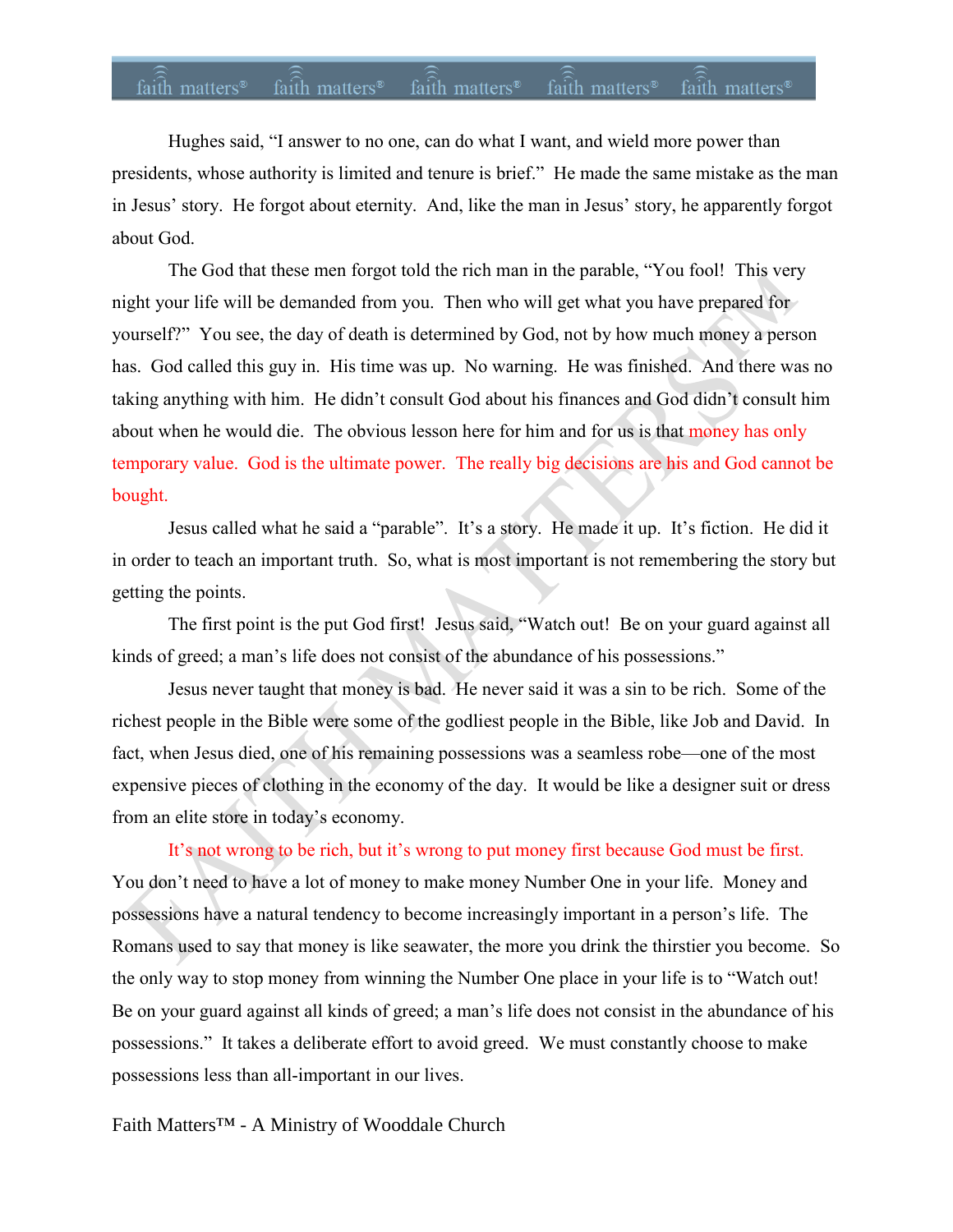Hughes said, "I answer to no one, can do what I want, and wield more power than presidents, whose authority is limited and tenure is brief." He made the same mistake as the man in Jesus' story. He forgot about eternity. And, like the man in Jesus' story, he apparently forgot about God.

The God that these men forgot told the rich man in the parable, "You fool! This very night your life will be demanded from you. Then who will get what you have prepared for yourself?" You see, the day of death is determined by God, not by how much money a person has. God called this guy in. His time was up. No warning. He was finished. And there was no taking anything with him. He didn't consult God about his finances and God didn't consult him about when he would die. The obvious lesson here for him and for us is that money has only temporary value. God is the ultimate power. The really big decisions are his and God cannot be bought.

Jesus called what he said a "parable". It's a story. He made it up. It's fiction. He did it in order to teach an important truth. So, what is most important is not remembering the story but getting the points.

The first point is the put God first! Jesus said, "Watch out! Be on your guard against all kinds of greed; a man's life does not consist of the abundance of his possessions."

Jesus never taught that money is bad. He never said it was a sin to be rich. Some of the richest people in the Bible were some of the godliest people in the Bible, like Job and David. In fact, when Jesus died, one of his remaining possessions was a seamless robe—one of the most expensive pieces of clothing in the economy of the day. It would be like a designer suit or dress from an elite store in today's economy.

It's not wrong to be rich, but it's wrong to put money first because God must be first. You don't need to have a lot of money to make money Number One in your life. Money and possessions have a natural tendency to become increasingly important in a person's life. The Romans used to say that money is like seawater, the more you drink the thirstier you become. So the only way to stop money from winning the Number One place in your life is to "Watch out! Be on your guard against all kinds of greed; a man's life does not consist in the abundance of his possessions." It takes a deliberate effort to avoid greed. We must constantly choose to make possessions less than all-important in our lives.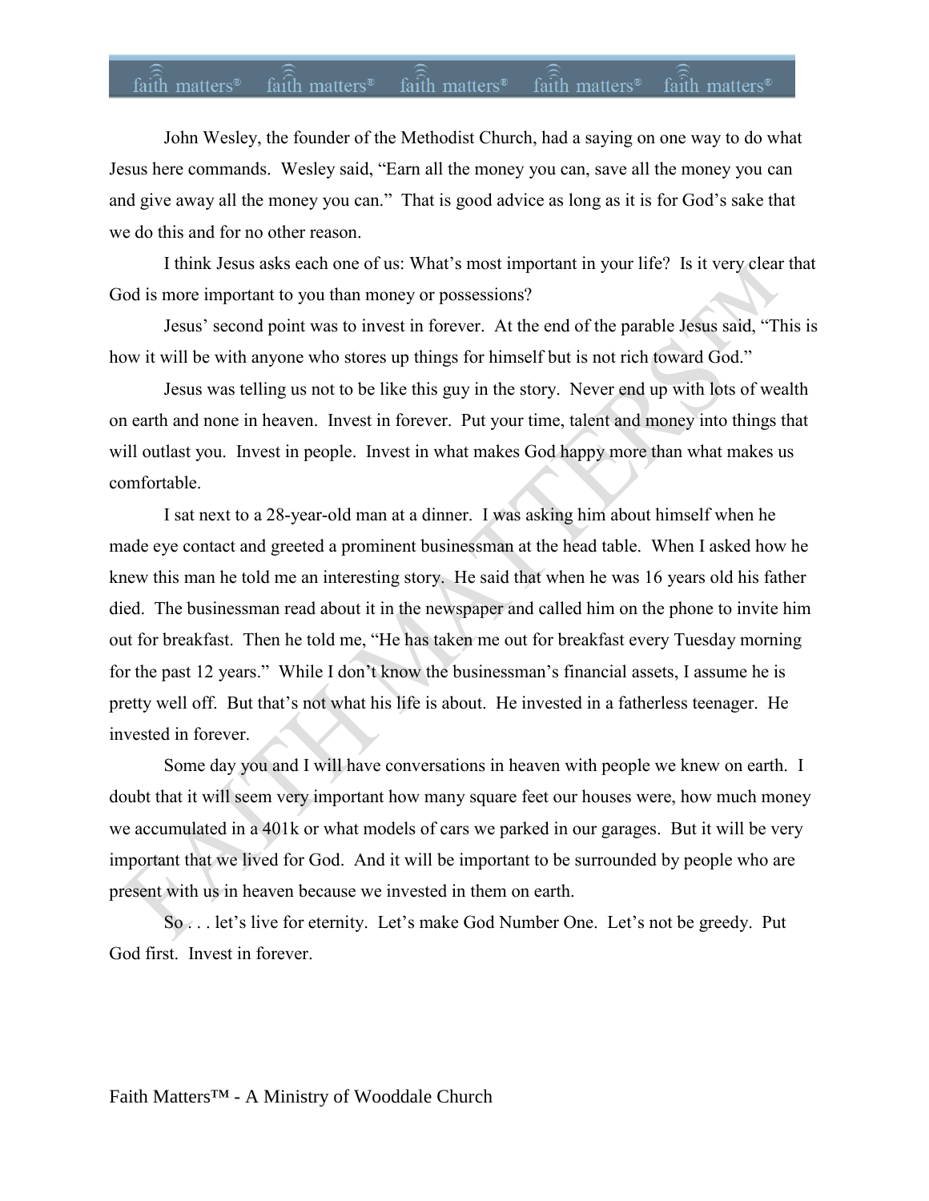John Wesley, the founder of the Methodist Church, had a saying on one way to do what Jesus here commands. Wesley said, "Earn all the money you can, save all the money you can and give away all the money you can." That is good advice as long as it is for God's sake that we do this and for no other reason.

I think Jesus asks each one of us: What's most important in your life? Is it very clear that God is more important to you than money or possessions?

Jesus' second point was to invest in forever. At the end of the parable Jesus said, "This is how it will be with anyone who stores up things for himself but is not rich toward God."

Jesus was telling us not to be like this guy in the story. Never end up with lots of wealth on earth and none in heaven. Invest in forever. Put your time, talent and money into things that will outlast you. Invest in people. Invest in what makes God happy more than what makes us comfortable.

I sat next to a 28-year-old man at a dinner. I was asking him about himself when he made eye contact and greeted a prominent businessman at the head table. When I asked how he knew this man he told me an interesting story. He said that when he was 16 years old his father died. The businessman read about it in the newspaper and called him on the phone to invite him out for breakfast. Then he told me, "He has taken me out for breakfast every Tuesday morning for the past 12 years." While I don't know the businessman's financial assets, I assume he is pretty well off. But that's not what his life is about. He invested in a fatherless teenager. He invested in forever.

Some day you and I will have conversations in heaven with people we knew on earth. I doubt that it will seem very important how many square feet our houses were, how much money we accumulated in a 401k or what models of cars we parked in our garages. But it will be very important that we lived for God. And it will be important to be surrounded by people who are present with us in heaven because we invested in them on earth.

So . . . let's live for eternity. Let's make God Number One. Let's not be greedy. Put God first. Invest in forever.